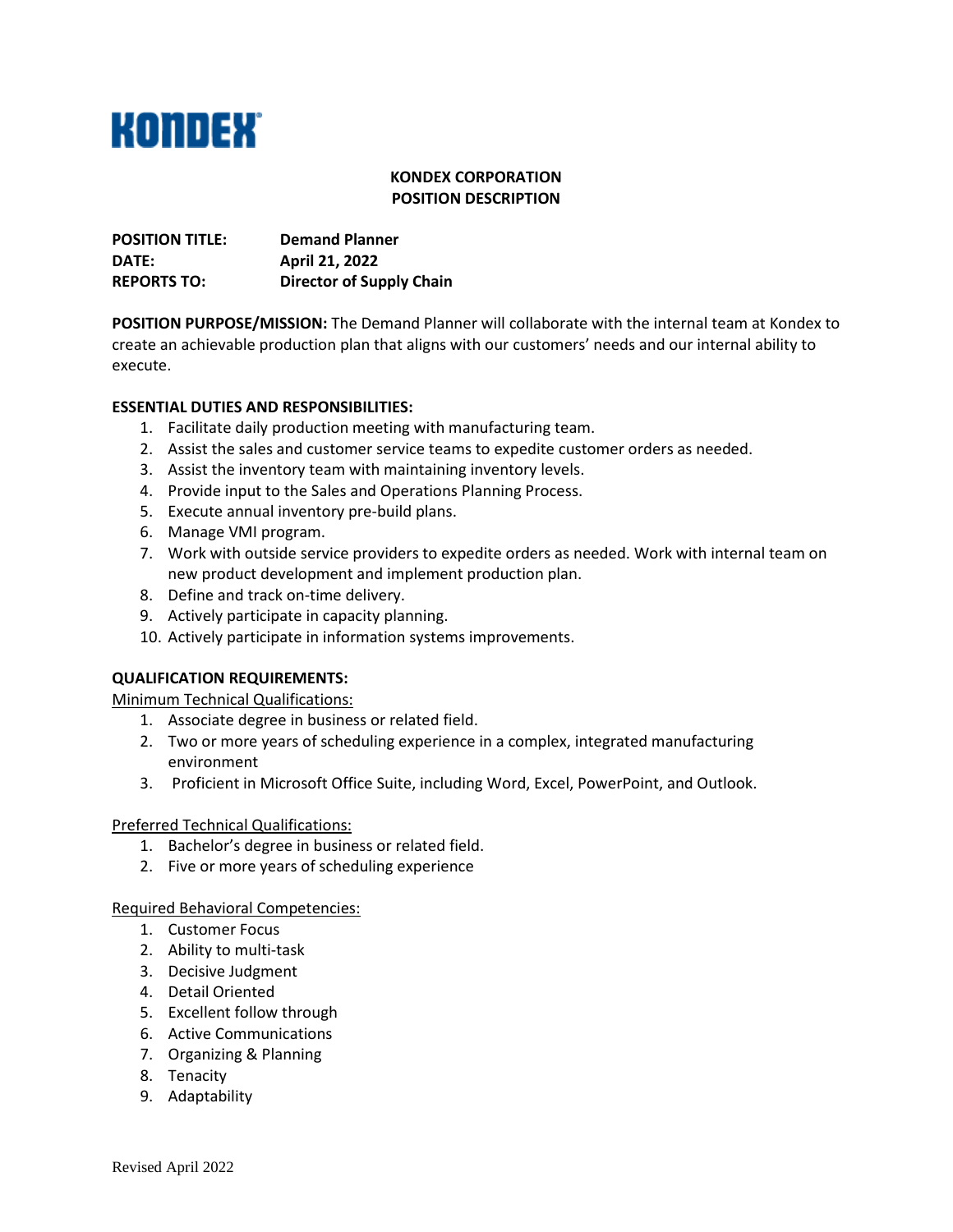KONDEX

**KONDEX CORPORATION**
**POSITION DESCRIPTION**

**POSITION TITLE:** **Demand Planner**
**DATE:** **April 21, 2022**
**REPORTS TO:** **Director of Supply Chain**

**POSITION PURPOSE/MISSION:** The Demand Planner will collaborate with the internal team at Kondex to create an achievable production plan that aligns with our customers' needs and our internal ability to execute.

**ESSENTIAL DUTIES AND RESPONSIBILITIES:**

1. Facilitate daily production meeting with manufacturing team.
2. Assist the sales and customer service teams to expedite customer orders as needed.
3. Assist the inventory team with maintaining inventory levels.
4. Provide input to the Sales and Operations Planning Process.
5. Execute annual inventory pre-build plans.
6. Manage VMI program.
7. Work with outside service providers to expedite orders as needed. Work with internal team on new product development and implement production plan.
8. Define and track on-time delivery.
9. Actively participate in capacity planning.
10. Actively participate in information systems improvements.

**QUALIFICATION REQUIREMENTS:**

Minimum Technical Qualifications:

1. Associate degree in business or related field.
2. Two or more years of scheduling experience in a complex, integrated manufacturing environment
3. Proficient in Microsoft Office Suite, including Word, Excel, PowerPoint, and Outlook.

Preferred Technical Qualifications:

1. Bachelor's degree in business or related field.
2. Five or more years of scheduling experience

Required Behavioral Competencies:

1. Customer Focus
2. Ability to multi-task
3. Decisive Judgment
4. Detail Oriented
5. Excellent follow through
6. Active Communications
7. Organizing & Planning
8. Tenacity
9. Adaptability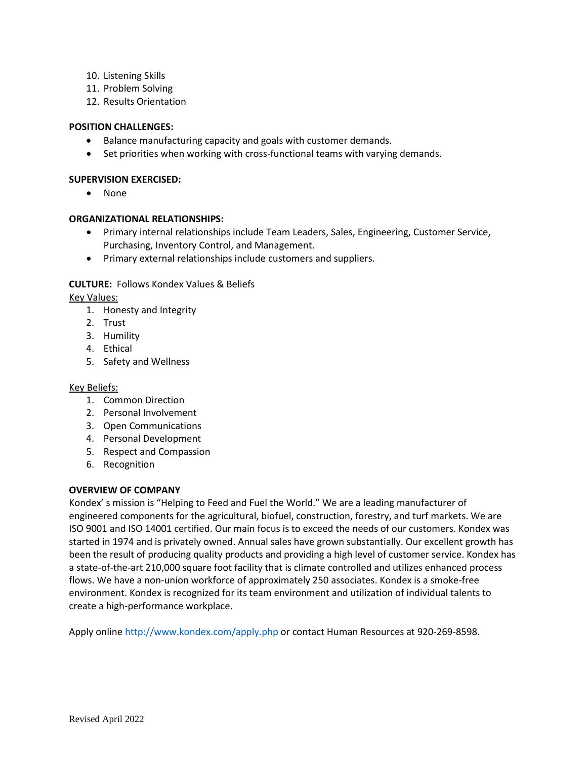10. Listening Skills
11. Problem Solving
12. Results Orientation

**POSITION CHALLENGES:**

- Balance manufacturing capacity and goals with customer demands.
- Set priorities when working with cross-functional teams with varying demands.

**SUPERVISION EXERCISED:**

- None

**ORGANIZATIONAL RELATIONSHIPS:**

- Primary internal relationships include Team Leaders, Sales, Engineering, Customer Service, Purchasing, Inventory Control, and Management.
- Primary external relationships include customers and suppliers.

**CULTURE:** Follows Kondex Values & Beliefs

Key Values:

1. Honesty and Integrity
2. Trust
3. Humility
4. Ethical
5. Safety and Wellness

Key Beliefs:

1. Common Direction
2. Personal Involvement
3. Open Communications
4. Personal Development
5. Respect and Compassion
6. Recognition

**OVERVIEW OF COMPANY**

Kondex' s mission is "Helping to Feed and Fuel the World." We are a leading manufacturer of engineered components for the agricultural, biofuel, construction, forestry, and turf markets. We are ISO 9001 and ISO 14001 certified. Our main focus is to exceed the needs of our customers. Kondex was started in 1974 and is privately owned. Annual sales have grown substantially. Our excellent growth has been the result of producing quality products and providing a high level of customer service. Kondex has a state-of-the-art 210,000 square foot facility that is climate controlled and utilizes enhanced process flows. We have a non-union workforce of approximately 250 associates. Kondex is a smoke-free environment. Kondex is recognized for its team environment and utilization of individual talents to create a high-performance workplace.

Apply online http://www.kondex.com/apply.php or contact Human Resources at 920-269-8598.

Revised April 2022